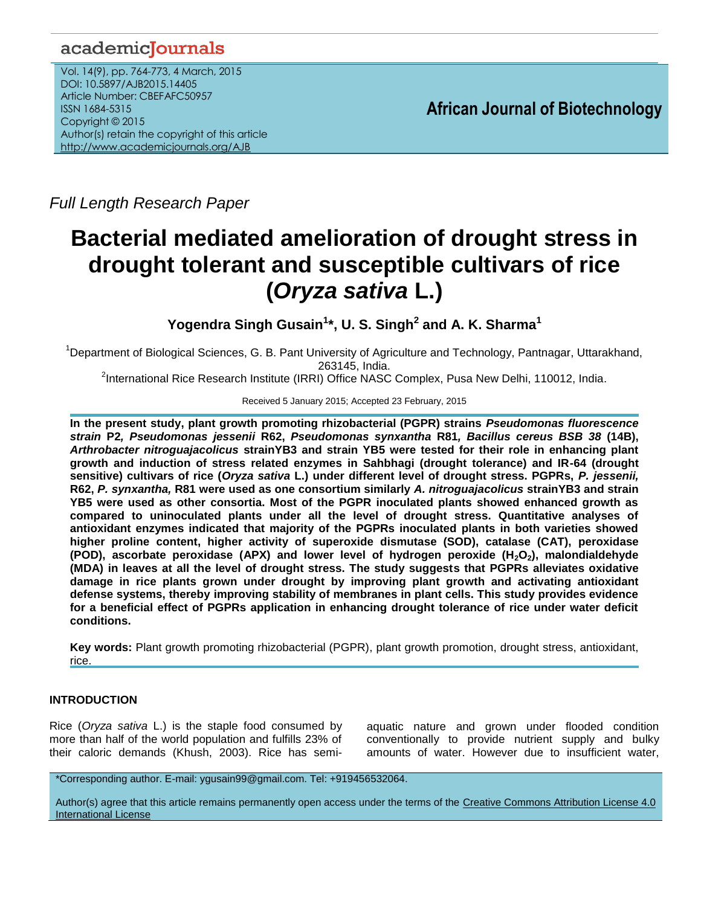Full Length Research Paper

# Bacterial mediated amelioration of drought stress in drought tolerant and susceptible cultivars of rice (*Oryza sativa* L.)

**Yogendra Singh Gusain[1]*, U. S. Singh[2] and A. K. Sharma[1]**

[1]Department of Biological Sciences, G. B. Pant University of Agriculture and Technology, Pantnagar, Uttarakhand, 263145, India.

[2]International Rice Research Institute (IRRI) Office NASC Complex, Pusa New Delhi, 110012, India.

Received 5 January 2015; Accepted 23 February, 2015

**In the present study, plant growth promoting rhizobacterial (PGPR) strains *Pseudomonas fluorescence strain* P2, *Pseudomonas jessenii* R62, *Pseudomonas synxantha* R81, *Bacillus cereus BSB 38* (14B), *Arthrobacter nitroguajacolicus* strainYB3 and strain YB5 were tested for their role in enhancing plant growth and induction of stress related enzymes in Sahbhagi (drought tolerance) and IR-64 (drought sensitive) cultivars of rice (*Oryza sativa* L.) under different level of drought stress. PGPRs, *P. jessenii,* R62, *P. synxantha,* R81 were used as one consortium similarly *A. nitroguajacolicus* strainYB3 and strain YB5 were used as other consortia. Most of the PGPR inoculated plants showed enhanced growth as compared to uninoculated plants under all the level of drought stress. Quantitative analyses of antioxidant enzymes indicated that majority of the PGPRs inoculated plants in both varieties showed higher proline content, higher activity of superoxide dismutase (SOD), catalase (CAT), peroxidase (POD), ascorbate peroxidase (APX) and lower level of hydrogen peroxide ($H_2O_2$), malondialdehyde (MDA) in leaves at all the level of drought stress. The study suggests that PGPRs alleviates oxidative damage in rice plants grown under drought by improving plant growth and activating antioxidant defense systems, thereby improving stability of membranes in plant cells. This study provides evidence for a beneficial effect of PGPRs application in enhancing drought tolerance of rice under water deficit conditions.**

**Key words:** Plant growth promoting rhizobacterial (PGPR), plant growth promotion, drought stress, antioxidant, rice.

## INTRODUCTION

Rice (*Oryza sativa* L.) is the staple food consumed by more than half of the world population and fulfills 23% of their caloric demands (Khush, 2003). Rice has semi-aquatic nature and grown under flooded condition conventionally to provide nutrient supply and bulky amounts of water. However due to insufficient water,

*Corresponding author. E-mail: ygusain99@gmail.com. Tel: +919456532064.

Author(s) agree that this article remains permanently open access under the terms of the Creative Commons Attribution License 4.0 International License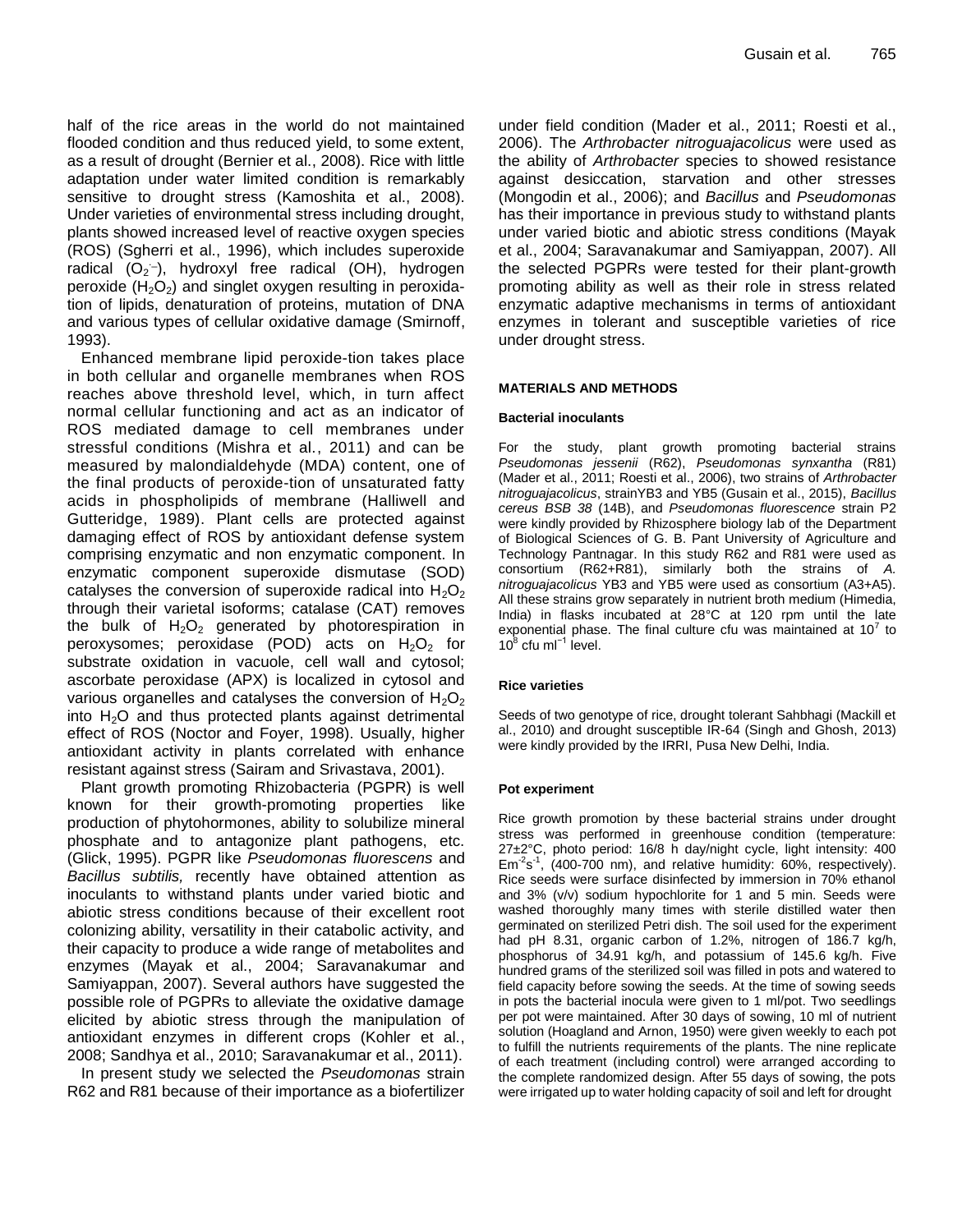half of the rice areas in the world do not maintained flooded condition and thus reduced yield, to some extent, as a result of drought (Bernier et al., 2008). Rice with little adaptation under water limited condition is remarkably sensitive to drought stress (Kamoshita et al., 2008). Under varieties of environmental stress including drought, plants showed increased level of reactive oxygen species (ROS) (Sgherri et al., 1996), which includes superoxide radical ($O_2^{\cdot-}$), hydroxyl free radical (OH), hydrogen peroxide ($H_2O_2$) and singlet oxygen resulting in peroxidation of lipids, denaturation of proteins, mutation of DNA and various types of cellular oxidative damage (Smirnoff, 1993).

Enhanced membrane lipid peroxide-tion takes place in both cellular and organelle membranes when ROS reaches above threshold level, which, in turn affect normal cellular functioning and act as an indicator of ROS mediated damage to cell membranes under stressful conditions (Mishra et al., 2011) and can be measured by malondialdehyde (MDA) content, one of the final products of peroxide-tion of unsaturated fatty acids in phospholipids of membrane (Halliwell and Gutteridge, 1989). Plant cells are protected against damaging effect of ROS by antioxidant defense system comprising enzymatic and non enzymatic component. In enzymatic component superoxide dismutase (SOD) catalyses the conversion of superoxide radical into $H_2O_2$ through their varietal isoforms; catalase (CAT) removes the bulk of $H_2O_2$ generated by photorespiration in peroxysomes; peroxidase (POD) acts on $H_2O_2$ for substrate oxidation in vacuole, cell wall and cytosol; ascorbate peroxidase (APX) is localized in cytosol and various organelles and catalyses the conversion of $H_2O_2$ into $H_2O$ and thus protected plants against detrimental effect of ROS (Noctor and Foyer, 1998). Usually, higher antioxidant activity in plants correlated with enhance resistant against stress (Sairam and Srivastava, 2001).

Plant growth promoting Rhizobacteria (PGPR) is well known for their growth-promoting properties like production of phytohormones, ability to solubilize mineral phosphate and to antagonize plant pathogens, etc. (Glick, 1995). PGPR like *Pseudomonas fluorescens* and *Bacillus subtilis,* recently have obtained attention as inoculants to withstand plants under varied biotic and abiotic stress conditions because of their excellent root colonizing ability, versatility in their catabolic activity, and their capacity to produce a wide range of metabolites and enzymes (Mayak et al., 2004; Saravanakumar and Samiyappan, 2007). Several authors have suggested the possible role of PGPRs to alleviate the oxidative damage elicited by abiotic stress through the manipulation of antioxidant enzymes in different crops (Kohler et al., 2008; Sandhya et al., 2010; Saravanakumar et al., 2011).

In present study we selected the *Pseudomonas* strain R62 and R81 because of their importance as a biofertilizer under field condition (Mader et al., 2011; Roesti et al., 2006). The *Arthrobacter nitroguajacolicus* were used as the ability of *Arthrobacter* species to showed resistance against desiccation, starvation and other stresses (Mongodin et al., 2006); and *Bacillus* and *Pseudomonas* has their importance in previous study to withstand plants under varied biotic and abiotic stress conditions (Mayak et al., 2004; Saravanakumar and Samiyappan, 2007). All the selected PGPRs were tested for their plant-growth promoting ability as well as their role in stress related enzymatic adaptive mechanisms in terms of antioxidant enzymes in tolerant and susceptible varieties of rice under drought stress.

## MATERIALS AND METHODS

### Bacterial inoculants

For the study, plant growth promoting bacterial strains *Pseudomonas jessenii* (R62), *Pseudomonas synxantha* (R81) (Mader et al., 2011; Roesti et al., 2006), two strains of *Arthrobacter nitroguajacolicus*, strainYB3 and YB5 (Gusain et al., 2015), *Bacillus cereus BSB 38* (14B), and *Pseudomonas fluorescence* strain P2 were kindly provided by Rhizosphere biology lab of the Department of Biological Sciences of G. B. Pant University of Agriculture and Technology Pantnagar. In this study R62 and R81 were used as consortium (R62+R81), similarly both the strains of *A. nitroguajacolicus* YB3 and YB5 were used as consortium (A3+A5). All these strains grow separately in nutrient broth medium (Himedia, India) in flasks incubated at 28°C at 120 rpm until the late exponential phase. The final culture cfu was maintained at $10^7$ to $10^8$ cfu $ml^{-1}$ level.

### Rice varieties

Seeds of two genotype of rice, drought tolerant Sahbhagi (Mackill et al., 2010) and drought susceptible IR-64 (Singh and Ghosh, 2013) were kindly provided by the IRRI, Pusa New Delhi, India.

### Pot experiment

Rice growth promotion by these bacterial strains under drought stress was performed in greenhouse condition (temperature: 27±2°C, photo period: 16/8 h day/night cycle, light intensity: 400 $Em^{-2}s^{-1}$, (400-700 nm), and relative humidity: 60%, respectively). Rice seeds were surface disinfected by immersion in 70% ethanol and 3% (v/v) sodium hypochlorite for 1 and 5 min. Seeds were washed thoroughly many times with sterile distilled water then germinated on sterilized Petri dish. The soil used for the experiment had pH 8.31, organic carbon of 1.2%, nitrogen of 186.7 kg/h, phosphorus of 34.91 kg/h, and potassium of 145.6 kg/h. Five hundred grams of the sterilized soil was filled in pots and watered to field capacity before sowing the seeds. At the time of sowing seeds in pots the bacterial inocula were given to 1 ml/pot. Two seedlings per pot were maintained. After 30 days of sowing, 10 ml of nutrient solution (Hoagland and Arnon, 1950) were given weekly to each pot to fulfill the nutrients requirements of the plants. The nine replicate of each treatment (including control) were arranged according to the complete randomized design. After 55 days of sowing, the pots were irrigated up to water holding capacity of soil and left for drought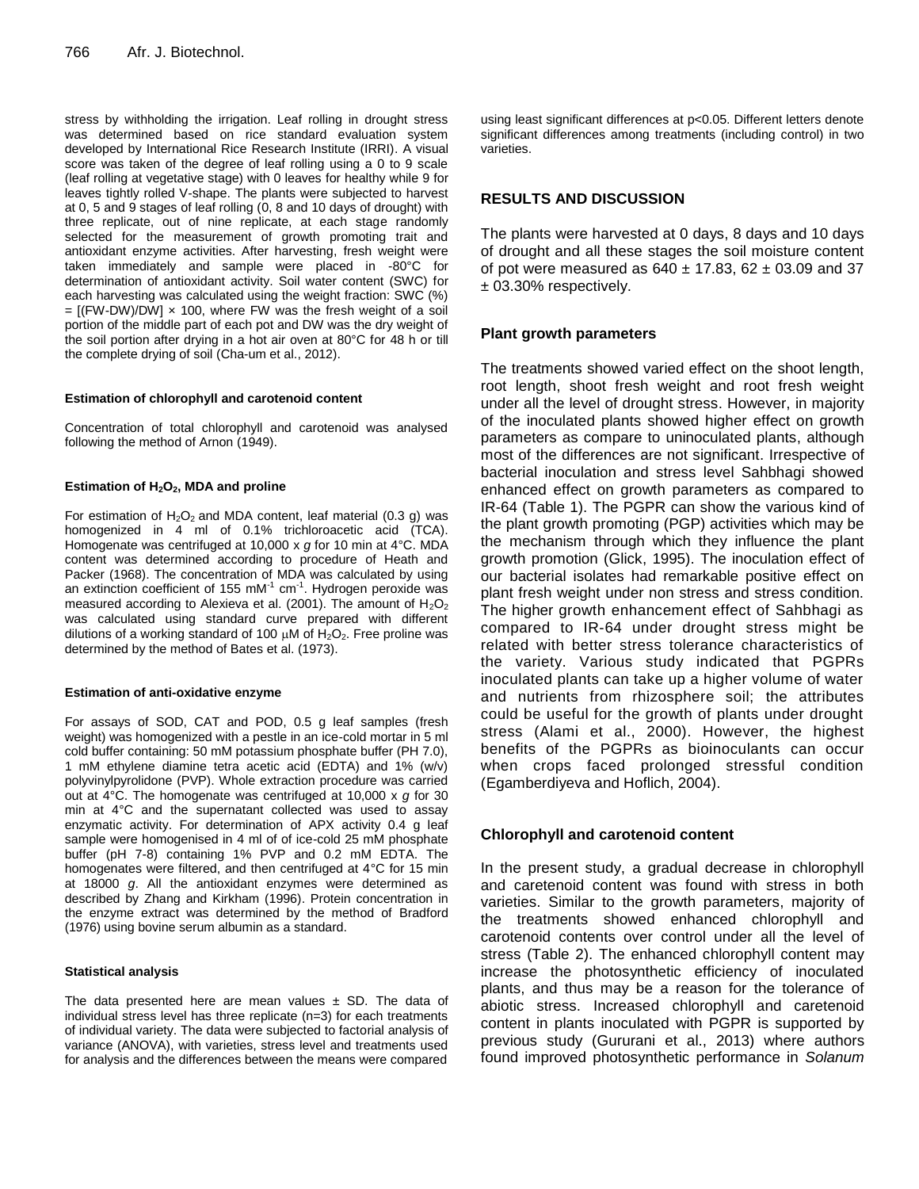stress by withholding the irrigation. Leaf rolling in drought stress was determined based on rice standard evaluation system developed by International Rice Research Institute (IRRI). A visual score was taken of the degree of leaf rolling using a 0 to 9 scale (leaf rolling at vegetative stage) with 0 leaves for healthy while 9 for leaves tightly rolled V-shape. The plants were subjected to harvest at 0, 5 and 9 stages of leaf rolling (0, 8 and 10 days of drought) with three replicate, out of nine replicate, at each stage randomly selected for the measurement of growth promoting trait and antioxidant enzyme activities. After harvesting, fresh weight were taken immediately and sample were placed in -80°C for determination of antioxidant activity. Soil water content (SWC) for each harvesting was calculated using the weight fraction: SWC (%) = [(FW-DW)/DW] × 100, where FW was the fresh weight of a soil portion of the middle part of each pot and DW was the dry weight of the soil portion after drying in a hot air oven at 80°C for 48 h or till the complete drying of soil (Cha-um et al., 2012).

#### Estimation of chlorophyll and carotenoid content

Concentration of total chlorophyll and carotenoid was analysed following the method of Arnon (1949).

#### Estimation of $H_2O_2$, MDA and proline

For estimation of $H_2O_2$ and MDA content, leaf material (0.3 g) was homogenized in 4 ml of 0.1% trichloroacetic acid (TCA). Homogenate was centrifuged at 10,000 x *g* for 10 min at 4°C. MDA content was determined according to procedure of Heath and Packer (1968). The concentration of MDA was calculated by using an extinction coefficient of 155 $mM^{-1}$ $cm^{-1}$. Hydrogen peroxide was measured according to Alexieva et al. (2001). The amount of $H_2O_2$ was calculated using standard curve prepared with different dilutions of a working standard of 100 μM of $H_2O_2$. Free proline was determined by the method of Bates et al. (1973).

#### Estimation of anti-oxidative enzyme

For assays of SOD, CAT and POD, 0.5 g leaf samples (fresh weight) was homogenized with a pestle in an ice-cold mortar in 5 ml cold buffer containing: 50 mM potassium phosphate buffer (PH 7.0), 1 mM ethylene diamine tetra acetic acid (EDTA) and 1% (w/v) polyvinylpyrolidone (PVP). Whole extraction procedure was carried out at 4°C. The homogenate was centrifuged at 10,000 x *g* for 30 min at 4°C and the supernatant collected was used to assay enzymatic activity. For determination of APX activity 0.4 g leaf sample were homogenised in 4 ml of of ice-cold 25 mM phosphate buffer (pH 7-8) containing 1% PVP and 0.2 mM EDTA. The homogenates were filtered, and then centrifuged at 4°C for 15 min at 18000 *g*. All the antioxidant enzymes were determined as described by Zhang and Kirkham (1996). Protein concentration in the enzyme extract was determined by the method of Bradford (1976) using bovine serum albumin as a standard.

#### Statistical analysis

The data presented here are mean values ± SD. The data of individual stress level has three replicate (n=3) for each treatments of individual variety. The data were subjected to factorial analysis of variance (ANOVA), with varieties, stress level and treatments used for analysis and the differences between the means were compared using least significant differences at $p<0.05$. Different letters denote significant differences among treatments (including control) in two varieties.

## RESULTS AND DISCUSSION

The plants were harvested at 0 days, 8 days and 10 days of drought and all these stages the soil moisture content of pot were measured as 640 ± 17.83, 62 ± 03.09 and 37 ± 03.30% respectively.

### Plant growth parameters

The treatments showed varied effect on the shoot length, root length, shoot fresh weight and root fresh weight under all the level of drought stress. However, in majority of the inoculated plants showed higher effect on growth parameters as compare to uninoculated plants, although most of the differences are not significant. Irrespective of bacterial inoculation and stress level Sahbhagi showed enhanced effect on growth parameters as compared to IR-64 (Table 1). The PGPR can show the various kind of the plant growth promoting (PGP) activities which may be the mechanism through which they influence the plant growth promotion (Glick, 1995). The inoculation effect of our bacterial isolates had remarkable positive effect on plant fresh weight under non stress and stress condition. The higher growth enhancement effect of Sahbhagi as compared to IR-64 under drought stress might be related with better stress tolerance characteristics of the variety. Various study indicated that PGPRs inoculated plants can take up a higher volume of water and nutrients from rhizosphere soil; the attributes could be useful for the growth of plants under drought stress (Alami et al., 2000). However, the highest benefits of the PGPRs as bioinoculants can occur when crops faced prolonged stressful condition (Egamberdiyeva and Hoflich, 2004).

### Chlorophyll and carotenoid content

In the present study, a gradual decrease in chlorophyll and caretenoid content was found with stress in both varieties. Similar to the growth parameters, majority of the treatments showed enhanced chlorophyll and carotenoid contents over control under all the level of stress (Table 2). The enhanced chlorophyll content may increase the photosynthetic efficiency of inoculated plants, and thus may be a reason for the tolerance of abiotic stress. Increased chlorophyll and caretenoid content in plants inoculated with PGPR is supported by previous study (Gururani et al., 2013) where authors found improved photosynthetic performance in *Solanum*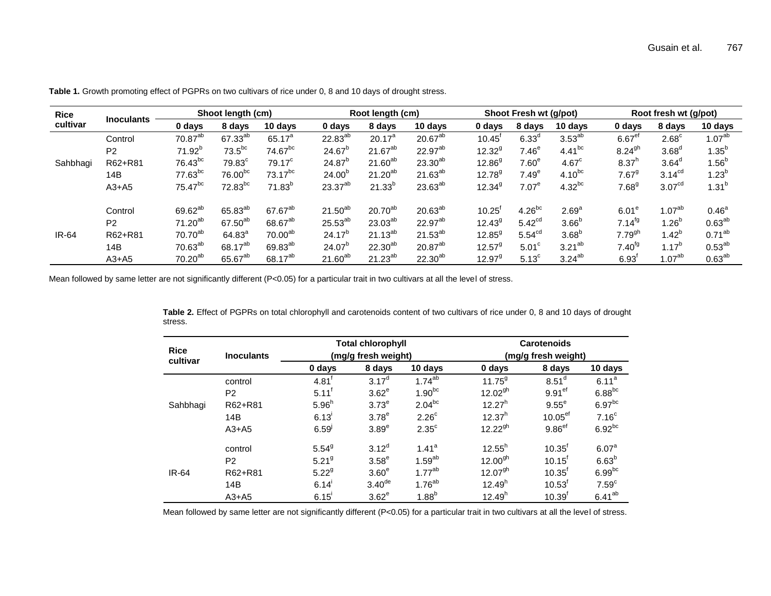**Table 1.** Growth promoting effect of PGPRs on two cultivars of rice under 0, 8 and 10 days of drought stress.

| Rice cultivar | Inoculants | Shoot length (cm) | | | Root length (cm) | | | Shoot Fresh wt (g/pot) | | | Root fresh wt (g/pot) | | |
|---|---|---|---|---|---|---|---|---|---|---|---|---|---|
| | | 0 days | 8 days | 10 days | 0 days | 8 days | 10 days | 0 days | 8 days | 10 days | 0 days | 8 days | 10 days |
| Sahbhagi | Control | $70.87^{ab}$ | $67.33^{ab}$ | $65.17^{a}$ | $22.83^{ab}$ | $20.17^{a}$ | $20.67^{ab}$ | $10.45^{f}$ | $6.33^{d}$ | $3.53^{ab}$ | $6.67^{ef}$ | $2.68^{c}$ | $1.07^{ab}$ |
| | P2 | $71.92^{b}$ | $73.5^{bc}$ | $74.67^{bc}$ | $24.67^{b}$ | $21.67^{ab}$ | $22.97^{ab}$ | $12.32^{g}$ | $7.46^{e}$ | $4.41^{bc}$ | $8.24^{gh}$ | $3.68^{d}$ | $1.35^{b}$ |
| | R62+R81 | $76.43^{bc}$ | $79.83^{c}$ | $79.17^{c}$ | $24.87^{b}$ | $21.60^{ab}$ | $23.30^{ab}$ | $12.86^{g}$ | $7.60^{e}$ | $4.67^{c}$ | $8.37^{h}$ | $3.64^{d}$ | $1.56^{b}$ |
| | 14B | $77.63^{bc}$ | $76.00^{bc}$ | $73.17^{bc}$ | $24.00^{b}$ | $21.20^{ab}$ | $21.63^{ab}$ | $12.78^{g}$ | $7.49^{e}$ | $4.10^{bc}$ | $7.67^{g}$ | $3.14^{cd}$ | $1.23^{b}$ |
| | A3+A5 | $75.47^{bc}$ | $72.83^{bc}$ | $71.83^{b}$ | $23.37^{ab}$ | $21.33^{b}$ | $23.63^{ab}$ | $12.34^{g}$ | $7.07^{e}$ | $4.32^{bc}$ | $7.68^{g}$ | $3.07^{cd}$ | $1.31^{b}$ |
| IR-64 | Control | $69.62^{ab}$ | $65.83^{ab}$ | $67.67^{ab}$ | $21.50^{ab}$ | $20.70^{ab}$ | $20.63^{ab}$ | $10.25^{f}$ | $4.26^{bc}$ | $2.69^{a}$ | $6.01^{e}$ | $1.07^{ab}$ | $0.46^{a}$ |
| | P2 | $71.20^{ab}$ | $67.50^{ab}$ | $68.67^{ab}$ | $25.53^{ab}$ | $23.03^{ab}$ | $22.97^{ab}$ | $12.43^{g}$ | $5.42^{cd}$ | $3.66^{b}$ | $7.14^{fg}$ | $1.26^{b}$ | $0.63^{ab}$ |
| | R62+R81 | $70.70^{ab}$ | $64.83^{a}$ | $70.00^{ab}$ | $24.17^{b}$ | $21.13^{ab}$ | $21.53^{ab}$ | $12.85^{g}$ | $5.54^{cd}$ | $3.68^{b}$ | $7.79^{gh}$ | $1.42^{b}$ | $0.71^{ab}$ |
| | 14B | $70.63^{ab}$ | $68.17^{ab}$ | $69.83^{ab}$ | $24.07^{b}$ | $22.30^{ab}$ | $20.87^{ab}$ | $12.57^{g}$ | $5.01^{c}$ | $3.21^{ab}$ | $7.40^{fg}$ | $1.17^{b}$ | $0.53^{ab}$ |
| | A3+A5 | $70.20^{ab}$ | $65.67^{ab}$ | $68.17^{ab}$ | $21.60^{ab}$ | $21.23^{ab}$ | $22.30^{ab}$ | $12.97^{g}$ | $5.13^{c}$ | $3.24^{ab}$ | $6.93^{f}$ | $1.07^{ab}$ | $0.63^{ab}$ |

Mean followed by same letter are not significantly different (P<0.05) for a particular trait in two cultivars at all the level of stress.

**Table 2.** Effect of PGPRs on total chlorophyll and carotenoids content of two cultivars of rice under 0, 8 and 10 days of drought stress.

| Rice cultivar | Inoculants | Total chlorophyll (mg/g fresh weight) | | | Carotenoids (mg/g fresh weight) | | |
|---|---|---|---|---|---|---|---|
| | | 0 days | 8 days | 10 days | 0 days | 8 days | 10 days |
| Sahbhagi | control | $4.81^{f}$ | $3.17^{d}$ | $1.74^{ab}$ | $11.75^{g}$ | $8.51^{d}$ | $6.11^{a}$ |
| | P2 | $5.11^{f}$ | $3.62^{e}$ | $1.90^{bc}$ | $12.02^{gh}$ | $9.91^{ef}$ | $6.88^{bc}$ |
| | R62+R81 | $5.96^{h}$ | $3.73^{e}$ | $2.04^{bc}$ | $12.27^{h}$ | $9.55^{e}$ | $6.97^{bc}$ |
| | 14B | $6.13^{i}$ | $3.78^{e}$ | $2.26^{c}$ | $12.37^{h}$ | $10.05^{ef}$ | $7.16^{c}$ |
| | A3+A5 | $6.59^{j}$ | $3.89^{e}$ | $2.35^{c}$ | $12.22^{gh}$ | $9.86^{ef}$ | $6.92^{bc}$ |
| IR-64 | control | $5.54^{g}$ | $3.12^{d}$ | $1.41^{a}$ | $12.55^{h}$ | $10.35^{f}$ | $6.07^{a}$ |
| | P2 | $5.21^{g}$ | $3.58^{e}$ | $1.59^{ab}$ | $12.00^{gh}$ | $10.15^{f}$ | $6.63^{b}$ |
| | R62+R81 | $5.22^{g}$ | $3.60^{e}$ | $1.77^{ab}$ | $12.07^{gh}$ | $10.35^{f}$ | $6.99^{bc}$ |
| | 14B | $6.14^{i}$ | $3.40^{de}$ | $1.76^{ab}$ | $12.49^{h}$ | $10.53^{f}$ | $7.59^{c}$ |
| | A3+A5 | $6.15^{i}$ | $3.62^{e}$ | $1.88^{b}$ | $12.49^{h}$ | $10.39^{f}$ | $6.41^{ab}$ |

Mean followed by same letter are not significantly different (P<0.05) for a particular trait in two cultivars at all the level of stress.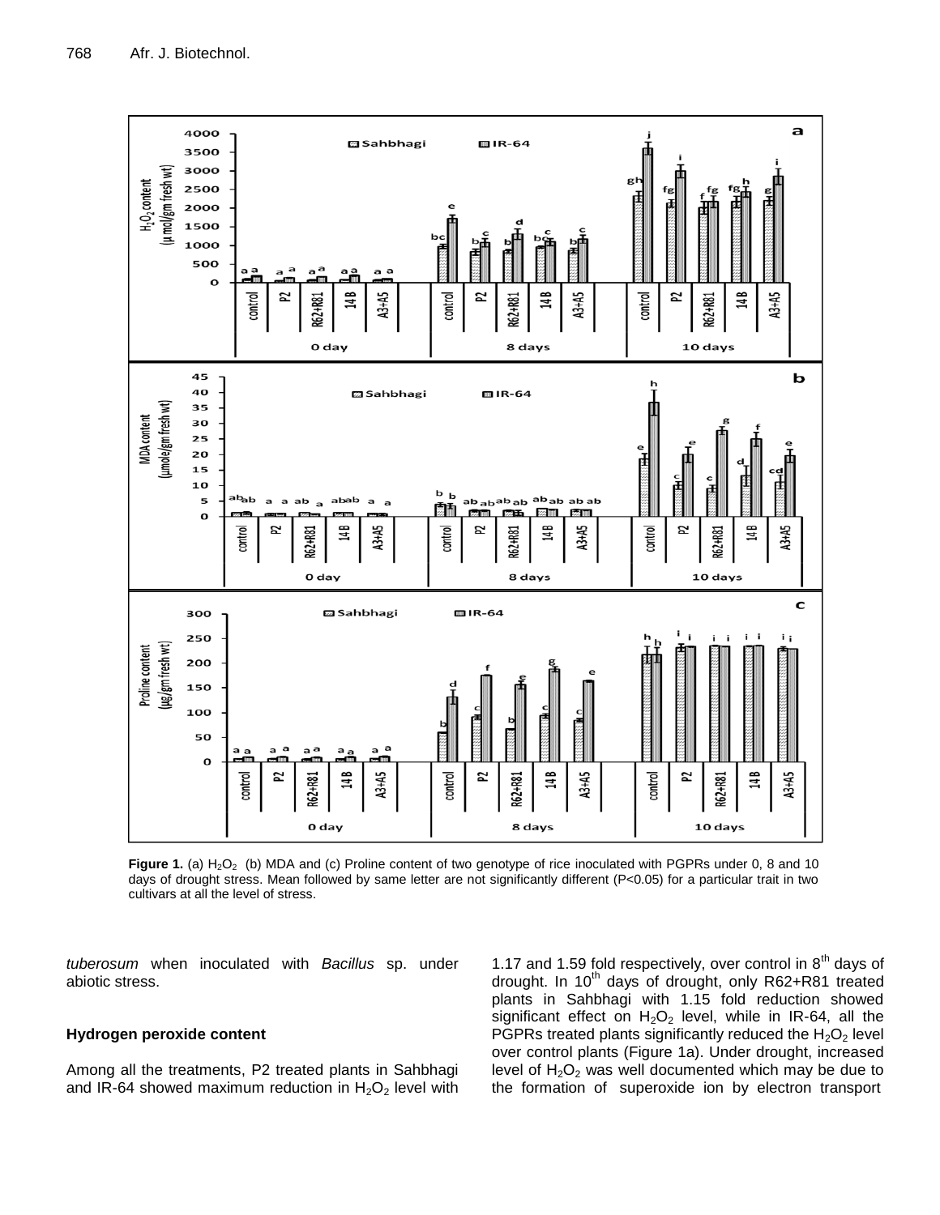**Figure 1.** (a) $H_2O_2$ (b) MDA and (c) Proline content of two genotype of rice inoculated with PGPRs under 0, 8 and 10 days of drought stress. Mean followed by same letter are not significantly different (P<0.05) for a particular trait in two cultivars at all the level of stress.

*tuberosum* when inoculated with *Bacillus* sp. under abiotic stress.

### Hydrogen peroxide content

Among all the treatments, P2 treated plants in Sahbhagi and IR-64 showed maximum reduction in $H_2O_2$ level with 1.17 and 1.59 fold respectively, over control in 8$^{th}$ days of drought. In 10$^{th}$ days of drought, only R62+R81 treated plants in Sahbhagi with 1.15 fold reduction showed significant effect on $H_2O_2$ level, while in IR-64, all the PGPRs treated plants significantly reduced the $H_2O_2$ level over control plants (Figure 1a). Under drought, increased level of $H_2O_2$ was well documented which may be due to the formation of superoxide ion by electron transport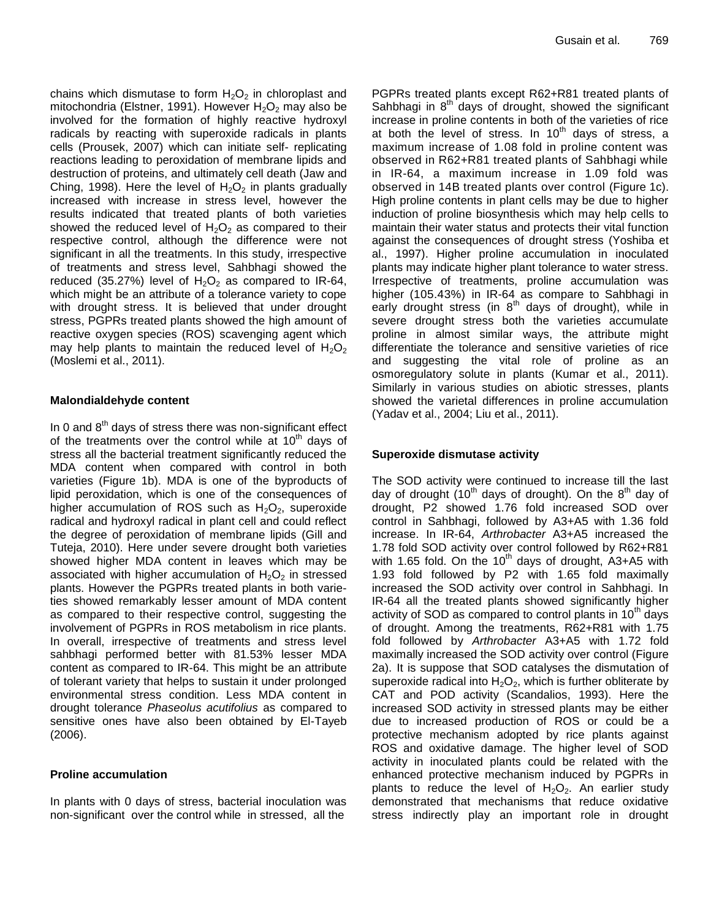chains which dismutase to form $H_2O_2$ in chloroplast and mitochondria (Elstner, 1991). However $H_2O_2$ may also be involved for the formation of highly reactive hydroxyl radicals by reacting with superoxide radicals in plants cells (Prousek, 2007) which can initiate self- replicating reactions leading to peroxidation of membrane lipids and destruction of proteins, and ultimately cell death (Jaw and Ching, 1998). Here the level of $H_2O_2$ in plants gradually increased with increase in stress level, however the results indicated that treated plants of both varieties showed the reduced level of $H_2O_2$ as compared to their respective control, although the difference were not significant in all the treatments. In this study, irrespective of treatments and stress level, Sahbhagi showed the reduced (35.27%) level of $H_2O_2$ as compared to IR-64, which might be an attribute of a tolerance variety to cope with drought stress. It is believed that under drought stress, PGPRs treated plants showed the high amount of reactive oxygen species (ROS) scavenging agent which may help plants to maintain the reduced level of $H_2O_2$ (Moslemi et al., 2011).

### Malondialdehyde content

In 0 and 8[th] days of stress there was non-significant effect of the treatments over the control while at 10[th] days of stress all the bacterial treatment significantly reduced the MDA content when compared with control in both varieties (Figure 1b). MDA is one of the byproducts of lipid peroxidation, which is one of the consequences of higher accumulation of ROS such as $H_2O_2$, superoxide radical and hydroxyl radical in plant cell and could reflect the degree of peroxidation of membrane lipids (Gill and Tuteja, 2010). Here under severe drought both varieties showed higher MDA content in leaves which may be associated with higher accumulation of $H_2O_2$ in stressed plants. However the PGPRs treated plants in both varieties showed remarkably lesser amount of MDA content as compared to their respective control, suggesting the involvement of PGPRs in ROS metabolism in rice plants. In overall, irrespective of treatments and stress level sahbhagi performed better with 81.53% lesser MDA content as compared to IR-64. This might be an attribute of tolerant variety that helps to sustain it under prolonged environmental stress condition. Less MDA content in drought tolerance *Phaseolus acutifolius* as compared to sensitive ones have also been obtained by El-Tayeb (2006).

### Proline accumulation

In plants with 0 days of stress, bacterial inoculation was non-significant over the control while in stressed, all the PGPRs treated plants except R62+R81 treated plants of Sahbhagi in 8[th] days of drought, showed the significant increase in proline contents in both of the varieties of rice at both the level of stress. In 10[th] days of stress, a maximum increase of 1.08 fold in proline content was observed in R62+R81 treated plants of Sahbhagi while in IR-64, a maximum increase in 1.09 fold was observed in 14B treated plants over control (Figure 1c). High proline contents in plant cells may be due to higher induction of proline biosynthesis which may help cells to maintain their water status and protects their vital function against the consequences of drought stress (Yoshiba et al., 1997). Higher proline accumulation in inoculated plants may indicate higher plant tolerance to water stress. Irrespective of treatments, proline accumulation was higher (105.43%) in IR-64 as compare to Sahbhagi in early drought stress (in 8[th] days of drought), while in severe drought stress both the varieties accumulate proline in almost similar ways, the attribute might differentiate the tolerance and sensitive varieties of rice and suggesting the vital role of proline as an osmoregulatory solute in plants (Kumar et al., 2011). Similarly in various studies on abiotic stresses, plants showed the varietal differences in proline accumulation (Yadav et al., 2004; Liu et al., 2011).

### Superoxide dismutase activity

The SOD activity were continued to increase till the last day of drought (10[th] days of drought). On the 8[th] day of drought, P2 showed 1.76 fold increased SOD over control in Sahbhagi, followed by A3+A5 with 1.36 fold increase. In IR-64, *Arthrobacter* A3+A5 increased the 1.78 fold SOD activity over control followed by R62+R81 with 1.65 fold. On the 10[th] days of drought, A3+A5 with 1.93 fold followed by P2 with 1.65 fold maximally increased the SOD activity over control in Sahbhagi. In IR-64 all the treated plants showed significantly higher activity of SOD as compared to control plants in 10[th] days of drought. Among the treatments, R62+R81 with 1.75 fold followed by *Arthrobacter* A3+A5 with 1.72 fold maximally increased the SOD activity over control (Figure 2a). It is suppose that SOD catalyses the dismutation of superoxide radical into $H_2O_2$, which is further obliterate by CAT and POD activity (Scandalios, 1993). Here the increased SOD activity in stressed plants may be either due to increased production of ROS or could be a protective mechanism adopted by rice plants against ROS and oxidative damage. The higher level of SOD activity in inoculated plants could be related with the enhanced protective mechanism induced by PGPRs in plants to reduce the level of $H_2O_2$. An earlier study demonstrated that mechanisms that reduce oxidative stress indirectly play an important role in drought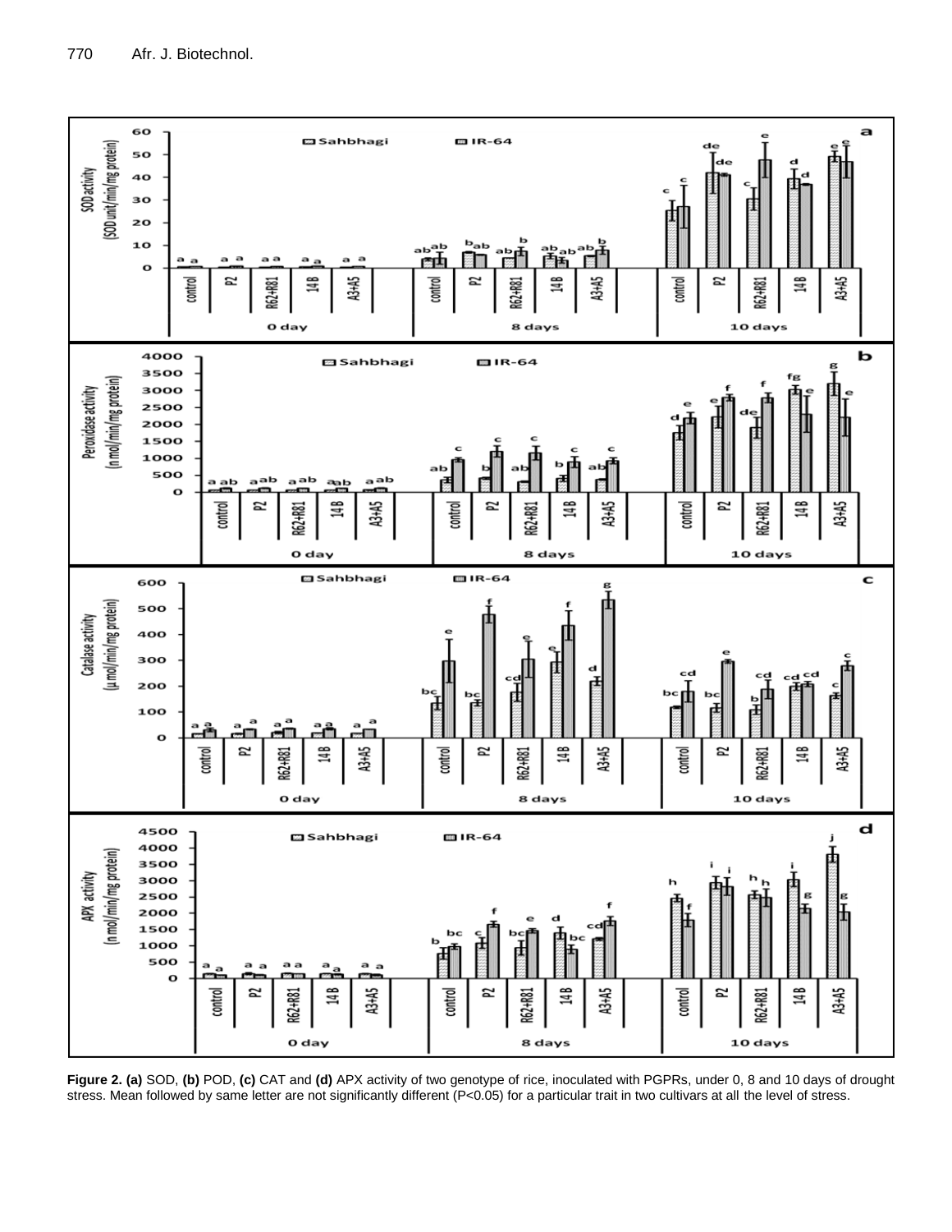**Figure 2. (a)** SOD, **(b)** POD, **(c)** CAT and **(d)** APX activity of two genotype of rice, inoculated with PGPRs, under 0, 8 and 10 days of drought stress. Mean followed by same letter are not significantly different (P<0.05) for a particular trait in two cultivars at all the level of stress.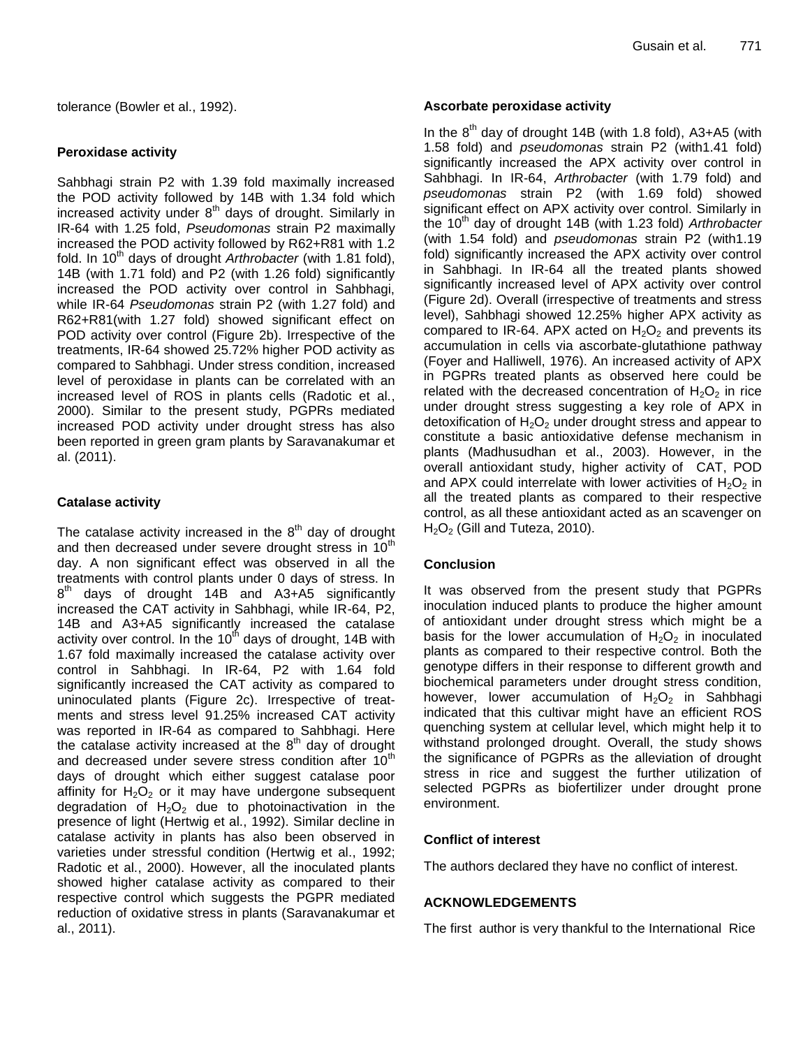tolerance (Bowler et al., 1992).

### Peroxidase activity

Sahbhagi strain P2 with 1.39 fold maximally increased the POD activity followed by 14B with 1.34 fold which increased activity under 8th days of drought. Similarly in IR-64 with 1.25 fold, *Pseudomonas* strain P2 maximally increased the POD activity followed by R62+R81 with 1.2 fold. In 10th days of drought *Arthrobacter* (with 1.81 fold), 14B (with 1.71 fold) and P2 (with 1.26 fold) significantly increased the POD activity over control in Sahbhagi, while IR-64 *Pseudomonas* strain P2 (with 1.27 fold) and R62+R81(with 1.27 fold) showed significant effect on POD activity over control (Figure 2b). Irrespective of the treatments, IR-64 showed 25.72% higher POD activity as compared to Sahbhagi. Under stress condition, increased level of peroxidase in plants can be correlated with an increased level of ROS in plants cells (Radotic et al., 2000). Similar to the present study, PGPRs mediated increased POD activity under drought stress has also been reported in green gram plants by Saravanakumar et al. (2011).

### Catalase activity

The catalase activity increased in the 8th day of drought and then decreased under severe drought stress in 10th day. A non significant effect was observed in all the treatments with control plants under 0 days of stress. In 8th days of drought 14B and A3+A5 significantly increased the CAT activity in Sahbhagi, while IR-64, P2, 14B and A3+A5 significantly increased the catalase activity over control. In the 10th days of drought, 14B with 1.67 fold maximally increased the catalase activity over control in Sahbhagi. In IR-64, P2 with 1.64 fold significantly increased the CAT activity as compared to uninoculated plants (Figure 2c). Irrespective of treatments and stress level 91.25% increased CAT activity was reported in IR-64 as compared to Sahbhagi. Here the catalase activity increased at the 8th day of drought and decreased under severe stress condition after 10th days of drought which either suggest catalase poor affinity for $H_2O_2$ or it may have undergone subsequent degradation of $H_2O_2$ due to photoinactivation in the presence of light (Hertwig et al., 1992). Similar decline in catalase activity in plants has also been observed in varieties under stressful condition (Hertwig et al., 1992; Radotic et al., 2000). However, all the inoculated plants showed higher catalase activity as compared to their respective control which suggests the PGPR mediated reduction of oxidative stress in plants (Saravanakumar et al., 2011).

### Ascorbate peroxidase activity

In the 8th day of drought 14B (with 1.8 fold), A3+A5 (with 1.58 fold) and *pseudomonas* strain P2 (with1.41 fold) significantly increased the APX activity over control in Sahbhagi. In IR-64, *Arthrobacter* (with 1.79 fold) and *pseudomonas* strain P2 (with 1.69 fold) showed significant effect on APX activity over control. Similarly in the 10th day of drought 14B (with 1.23 fold) *Arthrobacter* (with 1.54 fold) and *pseudomonas* strain P2 (with1.19 fold) significantly increased the APX activity over control in Sahbhagi. In IR-64 all the treated plants showed significantly increased level of APX activity over control (Figure 2d). Overall (irrespective of treatments and stress level), Sahbhagi showed 12.25% higher APX activity as compared to IR-64. APX acted on $H_2O_2$ and prevents its accumulation in cells via ascorbate-glutathione pathway (Foyer and Halliwell, 1976). An increased activity of APX in PGPRs treated plants as observed here could be related with the decreased concentration of $H_2O_2$ in rice under drought stress suggesting a key role of APX in detoxification of $H_2O_2$ under drought stress and appear to constitute a basic antioxidative defense mechanism in plants (Madhusudhan et al., 2003). However, in the overall antioxidant study, higher activity of CAT, POD and APX could interrelate with lower activities of $H_2O_2$ in all the treated plants as compared to their respective control, as all these antioxidant acted as an scavenger on $H_2O_2$ (Gill and Tuteza, 2010).

## Conclusion

It was observed from the present study that PGPRs inoculation induced plants to produce the higher amount of antioxidant under drought stress which might be a basis for the lower accumulation of $H_2O_2$ in inoculated plants as compared to their respective control. Both the genotype differs in their response to different growth and biochemical parameters under drought stress condition, however, lower accumulation of $H_2O_2$ in Sahbhagi indicated that this cultivar might have an efficient ROS quenching system at cellular level, which might help it to withstand prolonged drought. Overall, the study shows the significance of PGPRs as the alleviation of drought stress in rice and suggest the further utilization of selected PGPRs as biofertilizer under drought prone environment.

## Conflict of interest

The authors declared they have no conflict of interest.

## ACKNOWLEDGEMENTS

The first author is very thankful to the International Rice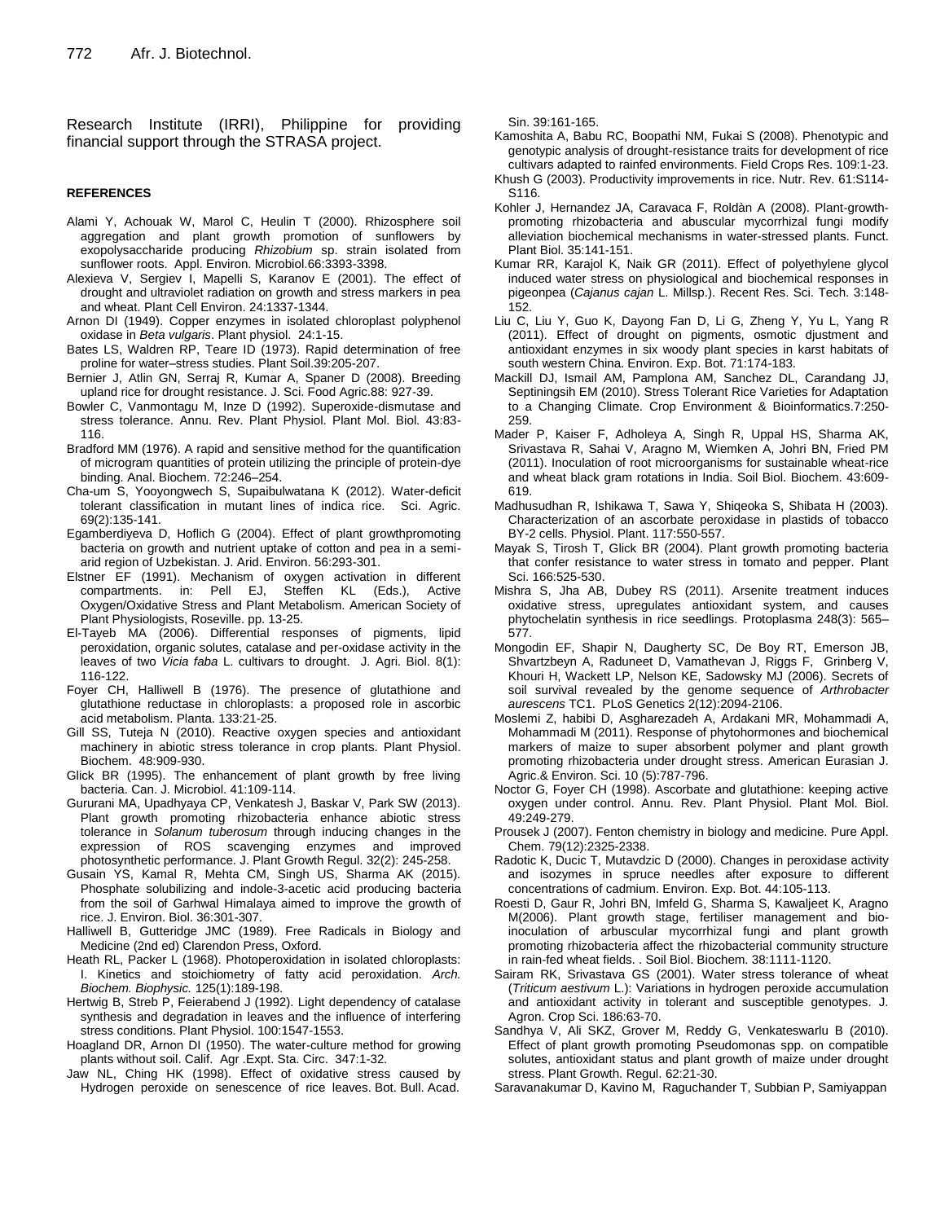Research Institute (IRRI), Philippine for providing financial support through the STRASA project.

**REFERENCES**

Alami Y, Achouak W, Marol C, Heulin T (2000). Rhizosphere soil aggregation and plant growth promotion of sunflowers by exopolysaccharide producing *Rhizobium* sp. strain isolated from sunflower roots. Appl. Environ. Microbiol.66:3393-3398.

Alexieva V, Sergiev I, Mapelli S, Karanov E (2001). The effect of drought and ultraviolet radiation on growth and stress markers in pea and wheat. Plant Cell Environ. 24:1337-1344.

Arnon DI (1949). Copper enzymes in isolated chloroplast polyphenol oxidase in *Beta vulgaris*. Plant physiol. 24:1-15.

Bates LS, Waldren RP, Teare ID (1973). Rapid determination of free proline for water–stress studies. Plant Soil.39:205-207.

Bernier J, Atlin GN, Serraj R, Kumar A, Spaner D (2008). Breeding upland rice for drought resistance. J. Sci. Food Agric.88: 927-39.

Bowler C, Vanmontagu M, Inze D (1992). Superoxide-dismutase and stress tolerance. Annu. Rev. Plant Physiol. Plant Mol. Biol. 43:83-116.

Bradford MM (1976). A rapid and sensitive method for the quantification of microgram quantities of protein utilizing the principle of protein-dye binding. Anal. Biochem. 72:246–254.

Cha-um S, Yooyongwech S, Supaibulwatana K (2012). Water-deficit tolerant classification in mutant lines of indica rice. Sci. Agric. 69(2):135-141.

Egamberdiyeva D, Hoflich G (2004). Effect of plant growthpromoting bacteria on growth and nutrient uptake of cotton and pea in a semi-arid region of Uzbekistan. J. Arid. Environ. 56:293-301.

Elstner EF (1991). Mechanism of oxygen activation in different compartments. in: Pell EJ, Steffen KL (Eds.), Active Oxygen/Oxidative Stress and Plant Metabolism. American Society of Plant Physiologists, Roseville. pp. 13-25.

El-Tayeb MA (2006). Differential responses of pigments, lipid peroxidation, organic solutes, catalase and per-oxidase activity in the leaves of two *Vicia faba* L. cultivars to drought. J. Agri. Biol. 8(1): 116-122.

Foyer CH, Halliwell B (1976). The presence of glutathione and glutathione reductase in chloroplasts: a proposed role in ascorbic acid metabolism. Planta. 133:21-25.

Gill SS, Tuteja N (2010). Reactive oxygen species and antioxidant machinery in abiotic stress tolerance in crop plants. Plant Physiol. Biochem. 48:909-930.

Glick BR (1995). The enhancement of plant growth by free living bacteria. Can. J. Microbiol. 41:109-114.

Gururani MA, Upadhyaya CP, Venkatesh J, Baskar V, Park SW (2013). Plant growth promoting rhizobacteria enhance abiotic stress tolerance in *Solanum tuberosum* through inducing changes in the expression of ROS scavenging enzymes and improved photosynthetic performance. J. Plant Growth Regul. 32(2): 245-258.

Gusain YS, Kamal R, Mehta CM, Singh US, Sharma AK (2015). Phosphate solubilizing and indole-3-acetic acid producing bacteria from the soil of Garhwal Himalaya aimed to improve the growth of rice. J. Environ. Biol. 36:301-307.

Halliwell B, Gutteridge JMC (1989). Free Radicals in Biology and Medicine (2nd ed) Clarendon Press, Oxford.

Heath RL, Packer L (1968). Photoperoxidation in isolated chloroplasts: I. Kinetics and stoichiometry of fatty acid peroxidation. *Arch. Biochem. Biophysic.* 125(1):189-198.

Hertwig B, Streb P, Feierabend J (1992). Light dependency of catalase synthesis and degradation in leaves and the influence of interfering stress conditions. Plant Physiol. 100:1547-1553.

Hoagland DR, Arnon DI (1950). The water-culture method for growing plants without soil. Calif. Agr .Expt. Sta. Circ. 347:1-32.

Jaw NL, Ching HK (1998). Effect of oxidative stress caused by Hydrogen peroxide on senescence of rice leaves. Bot. Bull. Acad. Sin. 39:161-165.

Kamoshita A, Babu RC, Boopathi NM, Fukai S (2008). Phenotypic and genotypic analysis of drought-resistance traits for development of rice cultivars adapted to rainfed environments. Field Crops Res. 109:1-23.

Khush G (2003). Productivity improvements in rice. Nutr. Rev. 61:S114-S116.

Kohler J, Hernandez JA, Caravaca F, Roldàn A (2008). Plant-growth-promoting rhizobacteria and abuscular mycorrhizal fungi modify alleviation biochemical mechanisms in water-stressed plants. Funct. Plant Biol. 35:141-151.

Kumar RR, Karajol K, Naik GR (2011). Effect of polyethylene glycol induced water stress on physiological and biochemical responses in pigeonpea (*Cajanus cajan* L. Millsp.). Recent Res. Sci. Tech. 3:148-152.

Liu C, Liu Y, Guo K, Dayong Fan D, Li G, Zheng Y, Yu L, Yang R (2011). Effect of drought on pigments, osmotic djustment and antioxidant enzymes in six woody plant species in karst habitats of south western China. Environ. Exp. Bot. 71:174-183.

Mackill DJ, Ismail AM, Pamplona AM, Sanchez DL, Carandang JJ, Septiningsih EM (2010). Stress Tolerant Rice Varieties for Adaptation to a Changing Climate. Crop Environment & Bioinformatics.7:250-259.

Mader P, Kaiser F, Adholeya A, Singh R, Uppal HS, Sharma AK, Srivastava R, Sahai V, Aragno M, Wiemken A, Johri BN, Fried PM (2011). Inoculation of root microorganisms for sustainable wheat-rice and wheat black gram rotations in India. Soil Biol. Biochem. 43:609-619.

Madhusudhan R, Ishikawa T, Sawa Y, Shiqeoka S, Shibata H (2003). Characterization of an ascorbate peroxidase in plastids of tobacco BY-2 cells. Physiol. Plant. 117:550-557.

Mayak S, Tirosh T, Glick BR (2004). Plant growth promoting bacteria that confer resistance to water stress in tomato and pepper. Plant Sci. 166:525-530.

Mishra S, Jha AB, Dubey RS (2011). Arsenite treatment induces oxidative stress, upregulates antioxidant system, and causes phytochelatin synthesis in rice seedlings. Protoplasma 248(3): 565–577.

Mongodin EF, Shapir N, Daugherty SC, De Boy RT, Emerson JB, Shvartzbeyn A, Raduneet D, Vamathevan J, Riggs F, Grinberg V, Khouri H, Wackett LP, Nelson KE, Sadowsky MJ (2006). Secrets of soil survival revealed by the genome sequence of *Arthrobacter aurescens* TC1. PLoS Genetics 2(12):2094-2106.

Moslemi Z, habibi D, Asgharezadeh A, Ardakani MR, Mohammadi A, Mohammadi M (2011). Response of phytohormones and biochemical markers of maize to super absorbent polymer and plant growth promoting rhizobacteria under drought stress. American Eurasian J. Agric.& Environ. Sci. 10 (5):787-796.

Noctor G, Foyer CH (1998). Ascorbate and glutathione: keeping active oxygen under control. Annu. Rev. Plant Physiol. Plant Mol. Biol. 49:249-279.

Prousek J (2007). Fenton chemistry in biology and medicine. Pure Appl. Chem. 79(12):2325-2338.

Radotic K, Ducic T, Mutavdzic D (2000). Changes in peroxidase activity and isozymes in spruce needles after exposure to different concentrations of cadmium. Environ. Exp. Bot. 44:105-113.

Roesti D, Gaur R, Johri BN, Imfeld G, Sharma S, Kawaljeet K, Aragno M(2006). Plant growth stage, fertiliser management and bio-inoculation of arbuscular mycorrhizal fungi and plant growth promoting rhizobacteria affect the rhizobacterial community structure in rain-fed wheat fields. . Soil Biol. Biochem. 38:1111-1120.

Sairam RK, Srivastava GS (2001). Water stress tolerance of wheat (*Triticum aestivum* L.): Variations in hydrogen peroxide accumulation and antioxidant activity in tolerant and susceptible genotypes. J. Agron. Crop Sci. 186:63-70.

Sandhya V, Ali SKZ, Grover M, Reddy G, Venkateswarlu B (2010). Effect of plant growth promoting Pseudomonas spp. on compatible solutes, antioxidant status and plant growth of maize under drought stress. Plant Growth. Regul. 62:21-30.

Saravanakumar D, Kavino M, Raguchander T, Subbian P, Samiyappan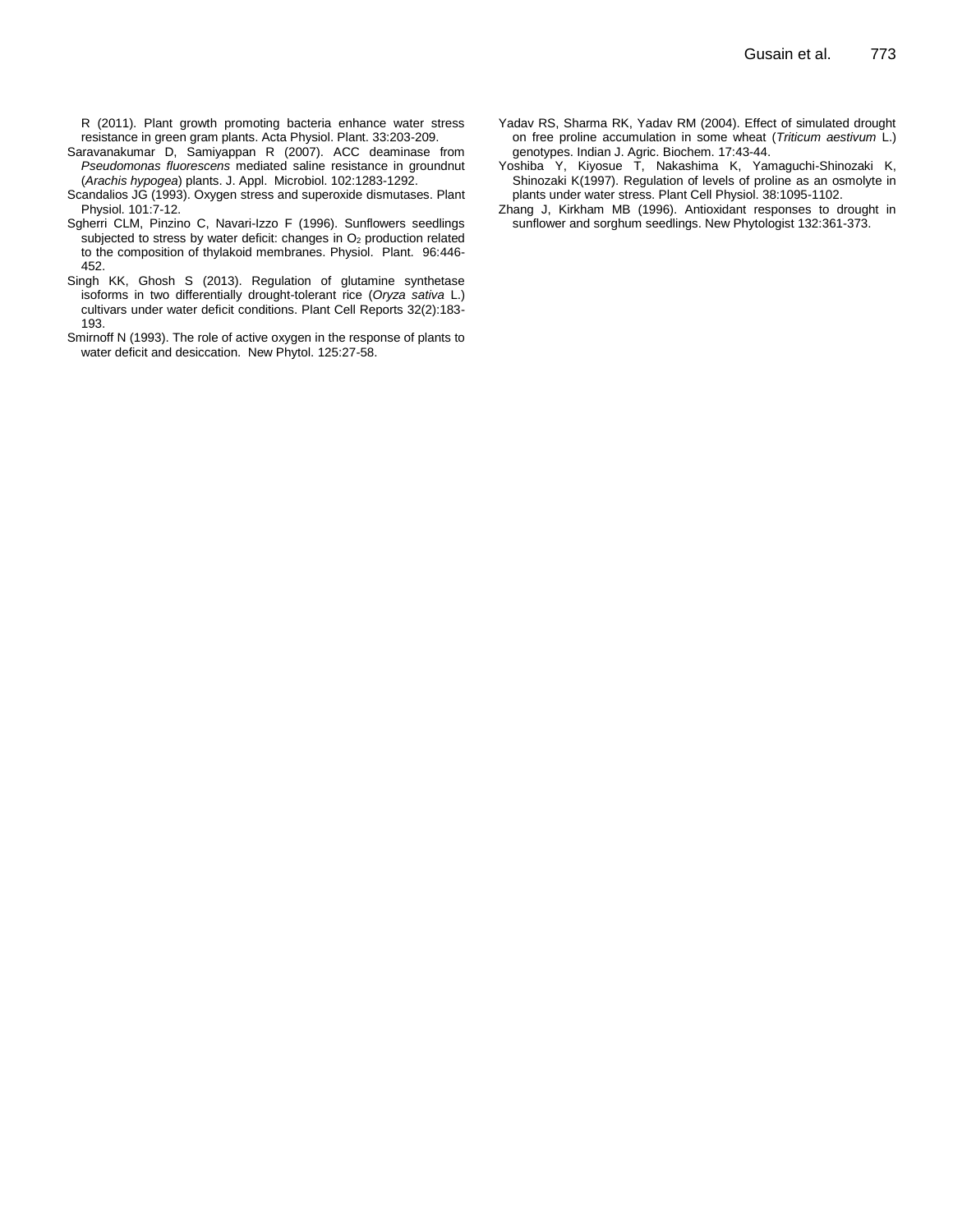R (2011). Plant growth promoting bacteria enhance water stress resistance in green gram plants. Acta Physiol. Plant. 33:203-209.

Saravanakumar D, Samiyappan R (2007). ACC deaminase from *Pseudomonas fluorescens* mediated saline resistance in groundnut (*Arachis hypogea*) plants. J. Appl. Microbiol. 102:1283-1292.

Scandalios JG (1993). Oxygen stress and superoxide dismutases. Plant Physiol. 101:7-12.

Sgherri CLM, Pinzino C, Navari-Izzo F (1996). Sunflowers seedlings subjected to stress by water deficit: changes in $O_2$ production related to the composition of thylakoid membranes. Physiol. Plant. 96:446-452.

Singh KK, Ghosh S (2013). Regulation of glutamine synthetase isoforms in two differentially drought-tolerant rice (*Oryza sativa* L.) cultivars under water deficit conditions. Plant Cell Reports 32(2):183-193.

Smirnoff N (1993). The role of active oxygen in the response of plants to water deficit and desiccation. New Phytol. 125:27-58.

Yadav RS, Sharma RK, Yadav RM (2004). Effect of simulated drought on free proline accumulation in some wheat (*Triticum aestivum* L.) genotypes. Indian J. Agric. Biochem. 17:43-44.

Yoshiba Y, Kiyosue T, Nakashima K, Yamaguchi-Shinozaki K, Shinozaki K(1997). Regulation of levels of proline as an osmolyte in plants under water stress. Plant Cell Physiol. 38:1095-1102.

Zhang J, Kirkham MB (1996). Antioxidant responses to drought in sunflower and sorghum seedlings. New Phytologist 132:361-373.